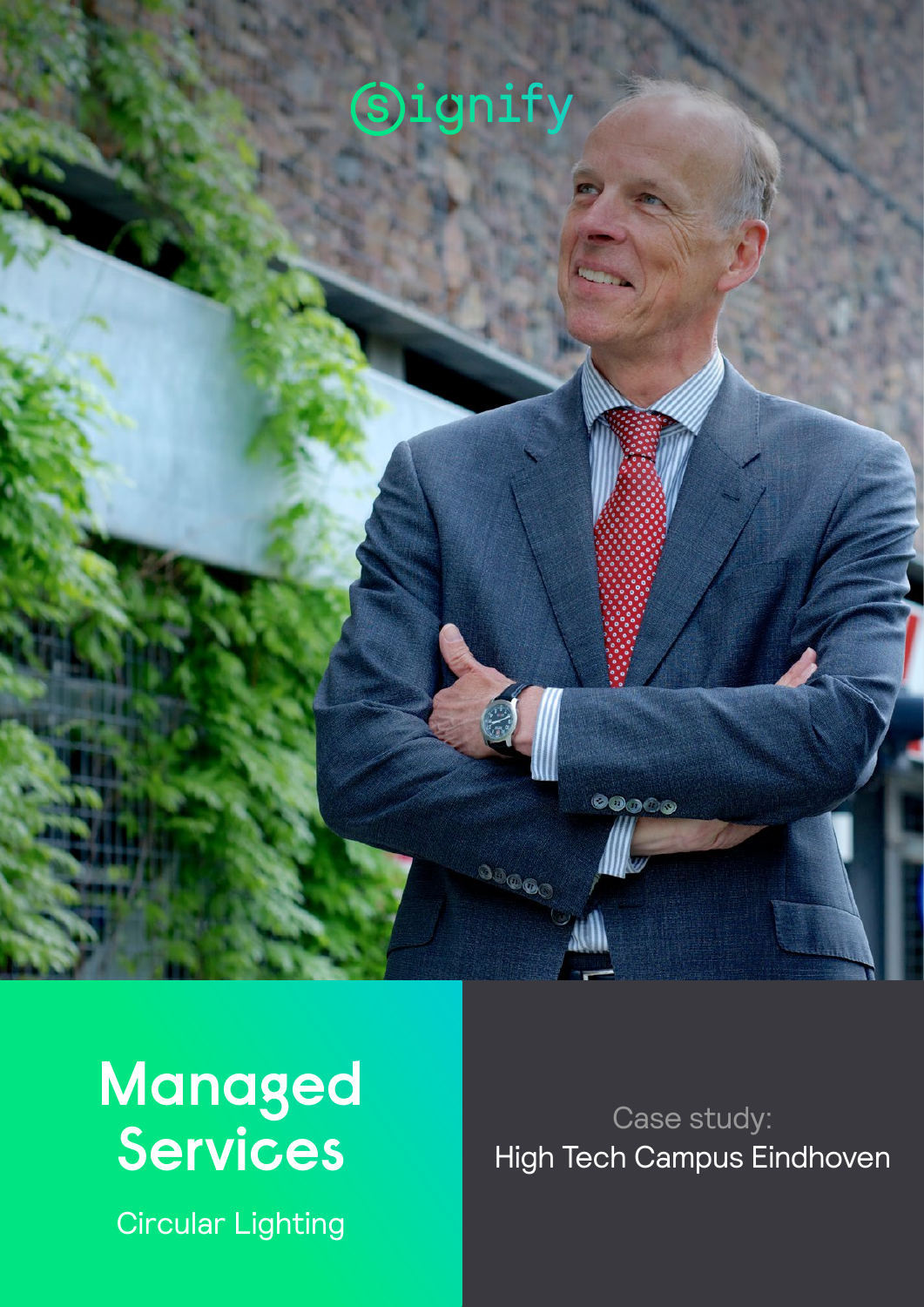signify

# Managed Services

Circular Lighting

Case study:
High Tech Campus Eindhoven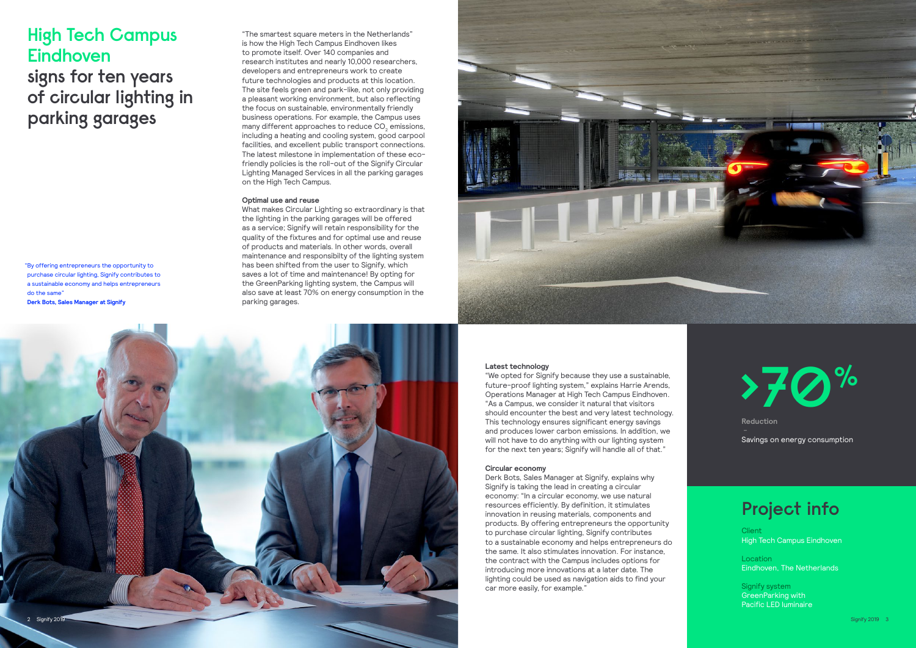# High Tech Campus Eindhoven signs for ten years of circular lighting in parking garages

"By offering entrepreneurs the opportunity to purchase circular lighting, Signify contributes to a sustainable economy and helps entrepreneurs do the same"
**Derk Bots, Sales Manager at Signify**

"The smartest square meters in the Netherlands" is how the High Tech Campus Eindhoven likes to promote itself. Over 140 companies and research institutes and nearly 10,000 researchers, developers and entrepreneurs work to create future technologies and products at this location. The site feels green and park-like, not only providing a pleasant working environment, but also reflecting the focus on sustainable, environmentally friendly business operations. For example, the Campus uses many different approaches to reduce $CO_2$ emissions, including a heating and cooling system, good carpool facilities, and excellent public transport connections. The latest milestone in implementation of these eco-friendly policies is the roll-out of the Signify Circular Lighting Managed Services in all the parking garages on the High Tech Campus.

**Optimal use and reuse**
What makes Circular Lighting so extraordinary is that the lighting in the parking garages will be offered as a service; Signify will retain responsibility for the quality of the fixtures and for optimal use and reuse of products and materials. In other words, overall maintenance and responsibilty of the lighting system has been shifted from the user to Signify, which saves a lot of time and maintenance! By opting for the GreenParking lighting system, the Campus will also save at least 70% on energy consumption in the parking garages.

**Latest technology**
"We opted for Signify because they use a sustainable, future-proof lighting system," explains Harrie Arends, Operations Manager at High Tech Campus Eindhoven. "As a Campus, we consider it natural that visitors should encounter the best and very latest technology. This technology ensures significant energy savings and produces lower carbon emissions. In addition, we will not have to do anything with our lighting system for the next ten years; Signify will handle all of that."

**Circular economy**
Derk Bots, Sales Manager at Signify, explains why Signify is taking the lead in creating a circular economy: "In a circular economy, we use natural resources efficiently. By definition, it stimulates innovation in reusing materials, components and products. By offering entrepreneurs the opportunity to purchase circular lighting, Signify contributes to a sustainable economy and helps entrepreneurs do the same. It also stimulates innovation. For instance, the contract with the Campus includes options for introducing more innovations at a later date. The lighting could be used as navigation aids to find your car more easily, for example."

**>70%**

Reduction
–
Savings on energy consumption

## Project info

Client
High Tech Campus Eindhoven

Location
Eindhoven, The Netherlands

Signify system
GreenParking with
Pacific LED luminaire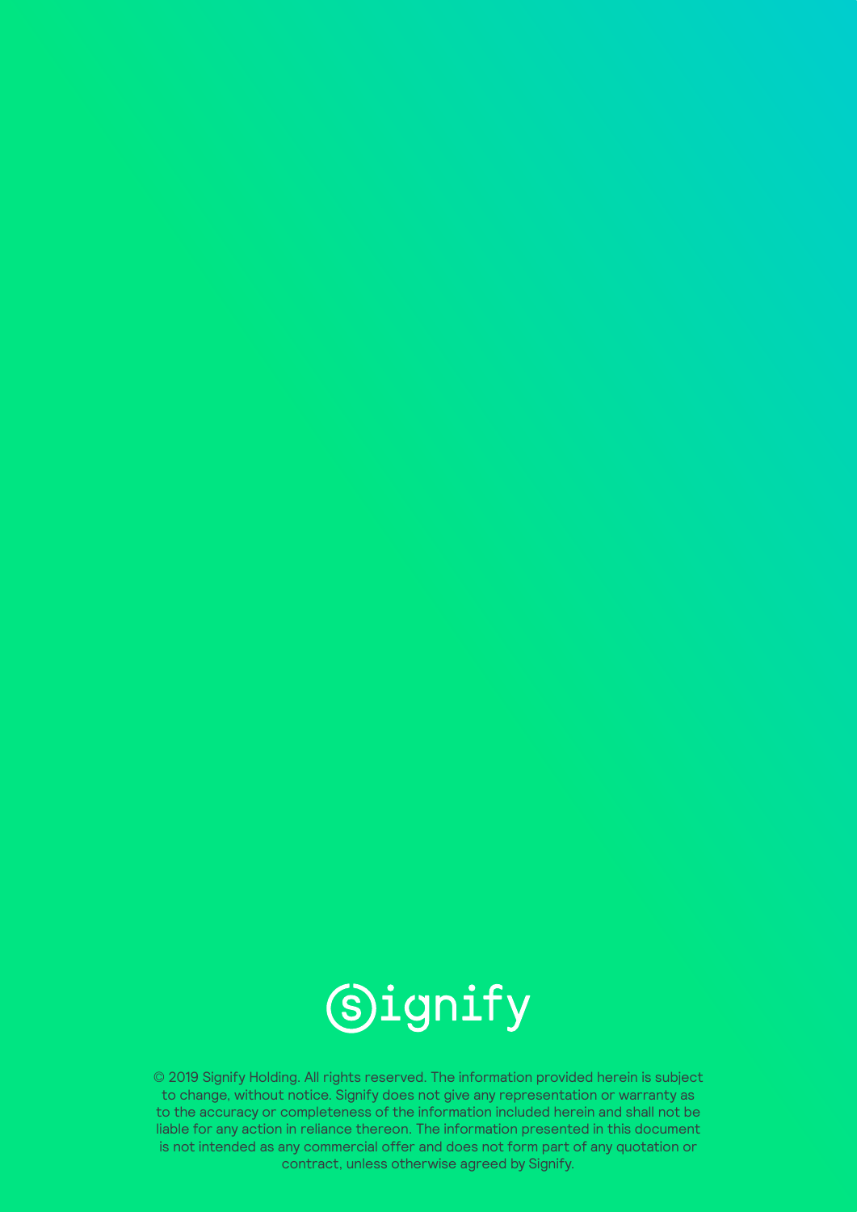Signify

© 2019 Signify Holding. All rights reserved. The information provided herein is subject to change, without notice. Signify does not give any representation or warranty as to the accuracy or completeness of the information included herein and shall not be liable for any action in reliance thereon. The information presented in this document is not intended as any commercial offer and does not form part of any quotation or contract, unless otherwise agreed by Signify.